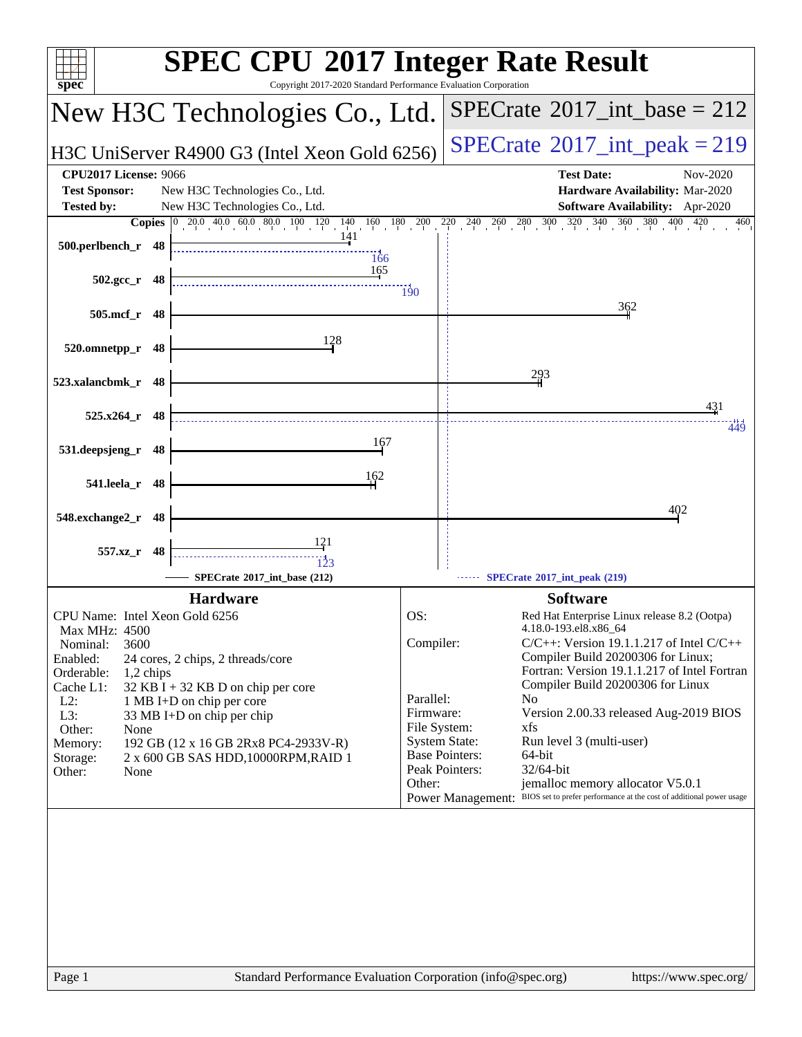# SPEC CPU 2017 Integer Rate Result

Copyright 2017-2020 Standard Performance Evaluation Corporation

## New H3C Technologies Co., Ltd.

H3C UniServer R4900 G3 (Intel Xeon Gold 6256)

SPECrate 2017_int_base = 212

SPECrate 2017_int_peak = 219

| | | | |
|---|---|---|---|
| **CPU2017 License:** | 9066 | **Test Date:** | Nov-2020 |
| **Test Sponsor:** | New H3C Technologies Co., Ltd. | **Hardware Availability:** | Mar-2020 |
| **Tested by:** | New H3C Technologies Co., Ltd. | **Software Availability:** | Apr-2020 |

| Benchmark | Copies | Base | Peak |
|---|---|---|---|
| 500.perlbench_r | 48 | 141 | 166 |
| 502.gcc_r | 48 | 165 | 190 |
| 505.mcf_r | 48 | 362 | |
| 520.omnetpp_r | 48 | 128 | |
| 523.xalancbmk_r | 48 | 293 | |
| 525.x264_r | 48 | 431 | 449 |
| 531.deepsjeng_r | 48 | 167 | |
| 541.leela_r | 48 | 162 | |
| 548.exchange2_r | 48 | 402 | |
| 557.xz_r | 48 | 121 | 123 |

SPECrate 2017_int_base (212) — SPECrate 2017_int_peak (219)

### Hardware

| | |
|---|---|
| CPU Name: | Intel Xeon Gold 6256 |
| Max MHz: | 4500 |
| Nominal: | 3600 |
| Enabled: | 24 cores, 2 chips, 2 threads/core |
| Orderable: | 1,2 chips |
| Cache L1: | 32 KB I + 32 KB D on chip per core |
| L2: | 1 MB I+D on chip per core |
| L3: | 33 MB I+D on chip per chip |
| Other: | None |
| Memory: | 192 GB (12 x 16 GB 2Rx8 PC4-2933V-R) |
| Storage: | 2 x 600 GB SAS HDD,10000RPM,RAID 1 |
| Other: | None |

### Software

| | |
|---|---|
| OS: | Red Hat Enterprise Linux release 8.2 (Ootpa) 4.18.0-193.el8.x86_64 |
| Compiler: | C/C++: Version 19.1.1.217 of Intel C/C++ Compiler Build 20200306 for Linux; Fortran: Version 19.1.1.217 of Intel Fortran Compiler Build 20200306 for Linux |
| Parallel: | No |
| Firmware: | Version 2.00.33 released Aug-2019 BIOS |
| File System: | xfs |
| System State: | Run level 3 (multi-user) |
| Base Pointers: | 64-bit |
| Peak Pointers: | 32/64-bit |
| Other: | jemalloc memory allocator V5.0.1 |
| Power Management: | BIOS set to prefer performance at the cost of additional power usage |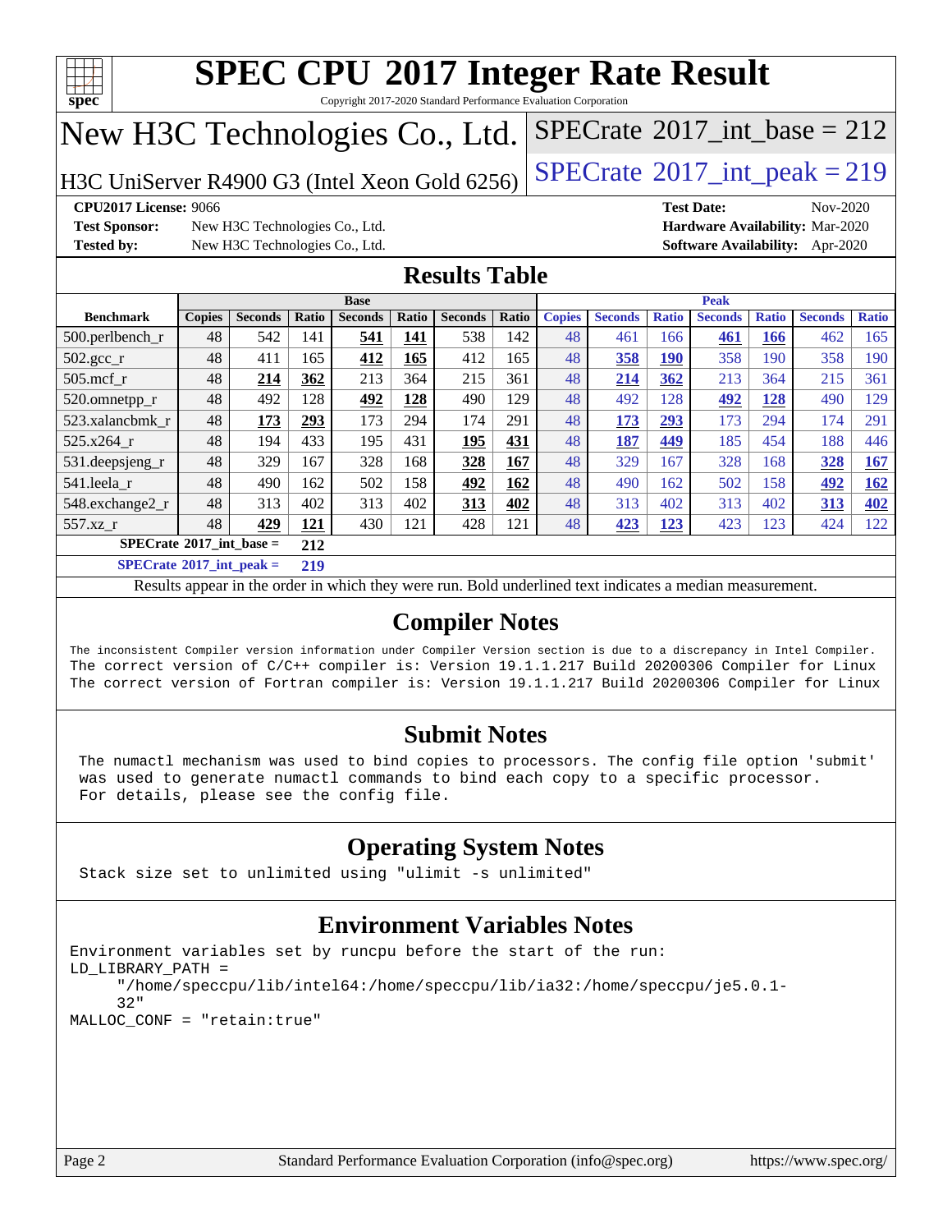# SPEC CPU 2017 Integer Rate Result

Copyright 2017-2020 Standard Performance Evaluation Corporation

## New H3C Technologies Co., Ltd.

H3C UniServer R4900 G3 (Intel Xeon Gold 6256)

SPECrate 2017_int_base = 212

SPECrate 2017_int_peak = 219

**CPU2017 License:** 9066
**Test Sponsor:** New H3C Technologies Co., Ltd.
**Tested by:** New H3C Technologies Co., Ltd.

**Test Date:** Nov-2020
**Hardware Availability:** Mar-2020
**Software Availability:** Apr-2020

## Results Table

| | Base | | | | | | | Peak | | | | | | |
|---|---|---|---|---|---|---|---|---|---|---|---|---|---|---|
| **Benchmark** | **Copies** | **Seconds** | **Ratio** | **Seconds** | **Ratio** | **Seconds** | **Ratio** | **Copies** | **Seconds** | **Ratio** | **Seconds** | **Ratio** | **Seconds** | **Ratio** |
| 500.perlbench_r | 48 | 542 | 141 | **541** | **141** | 538 | 142 | 48 | 461 | 166 | **461** | **166** | 462 | 165 |
| 502.gcc_r | 48 | 411 | 165 | **412** | **165** | 412 | 165 | 48 | **358** | **190** | 358 | 190 | 358 | 190 |
| 505.mcf_r | 48 | **214** | **362** | 213 | 364 | 215 | 361 | 48 | **214** | **362** | 213 | 364 | 215 | 361 |
| 520.omnetpp_r | 48 | 492 | 128 | **492** | **128** | 490 | 129 | 48 | 492 | 128 | **492** | **128** | 490 | 129 |
| 523.xalancbmk_r | 48 | **173** | **293** | 173 | 294 | 174 | 291 | 48 | **173** | **293** | 173 | 294 | 174 | 291 |
| 525.x264_r | 48 | 194 | 433 | 195 | 431 | **195** | **431** | 48 | **187** | **449** | 185 | 454 | 188 | 446 |
| 531.deepsjeng_r | 48 | 329 | 167 | 328 | 168 | **328** | **167** | 48 | 329 | 167 | 328 | 168 | **328** | **167** |
| 541.leela_r | 48 | 490 | 162 | 502 | 158 | **492** | **162** | 48 | 490 | 162 | 502 | 158 | **492** | **162** |
| 548.exchange2_r | 48 | 313 | 402 | 313 | 402 | **313** | **402** | 48 | 313 | 402 | 313 | 402 | **313** | **402** |
| 557.xz_r | 48 | **429** | **121** | 430 | 121 | 428 | 121 | 48 | **423** | **123** | 423 | 123 | 424 | 122 |

**SPECrate 2017_int_base = 212**

**SPECrate 2017_int_peak = 219**

Results appear in the order in which they were run. Bold underlined text indicates a median measurement.

## Compiler Notes

```
The inconsistent Compiler version information under Compiler Version section is due to a discrepancy in Intel Compiler.
The correct version of C/C++ compiler is: Version 19.1.1.217 Build 20200306 Compiler for Linux
The correct version of Fortran compiler is: Version 19.1.1.217 Build 20200306 Compiler for Linux
```

## Submit Notes

```
The numactl mechanism was used to bind copies to processors. The config file option 'submit'
was used to generate numactl commands to bind each copy to a specific processor.
For details, please see the config file.
```

## Operating System Notes

```
Stack size set to unlimited using "ulimit -s unlimited"
```

## Environment Variables Notes

```
Environment variables set by runcpu before the start of the run:
LD_LIBRARY_PATH =
     "/home/speccpu/lib/intel64:/home/speccpu/lib/ia32:/home/speccpu/je5.0.1-
     32"
MALLOC_CONF = "retain:true"
```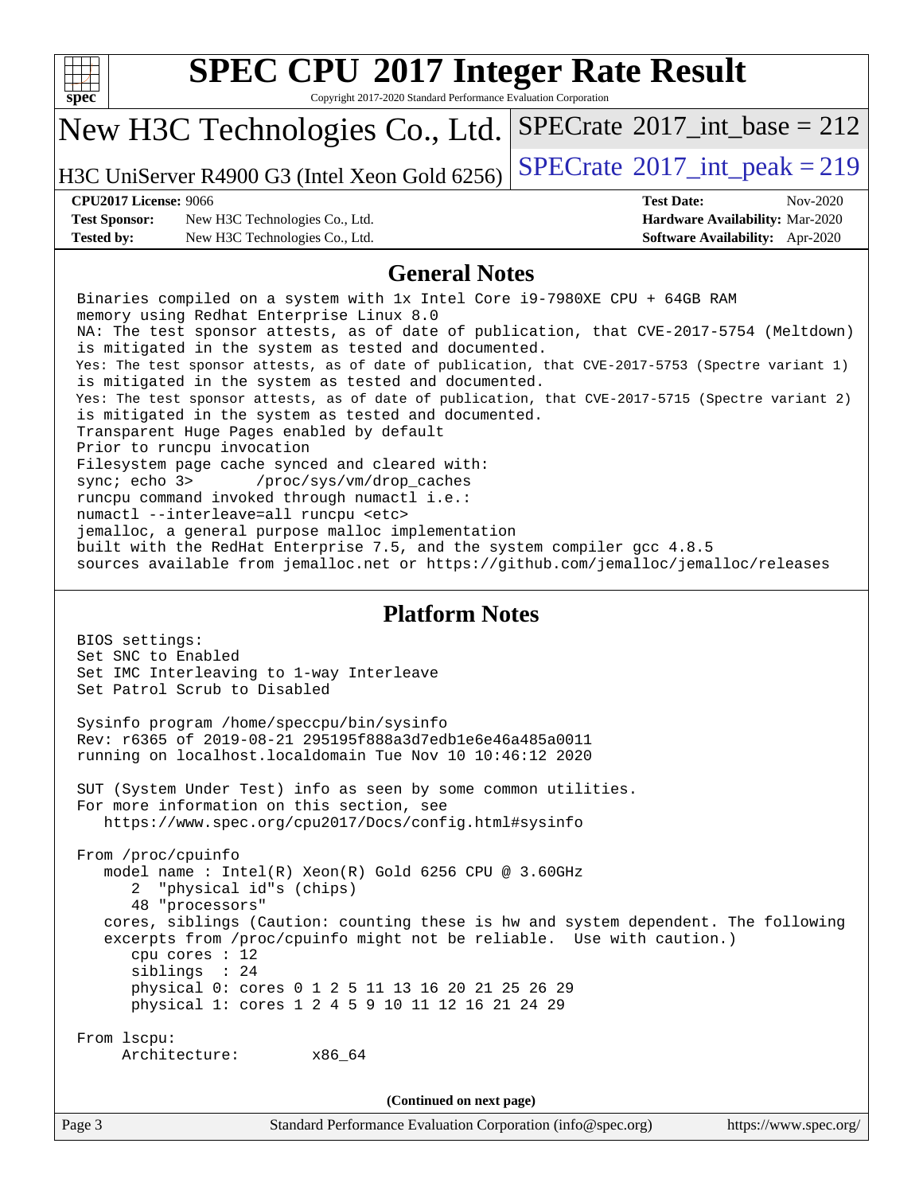# SPEC CPU 2017 Integer Rate Result

Copyright 2017-2020 Standard Performance Evaluation Corporation

## New H3C Technologies Co., Ltd.

H3C UniServer R4900 G3 (Intel Xeon Gold 6256)

SPECrate 2017_int_base = 212

SPECrate 2017_int_peak = 219

**CPU2017 License:** 9066
**Test Sponsor:** New H3C Technologies Co., Ltd.
**Tested by:** New H3C Technologies Co., Ltd.

**Test Date:** Nov-2020
**Hardware Availability:** Mar-2020
**Software Availability:** Apr-2020

## General Notes

```
Binaries compiled on a system with 1x Intel Core i9-7980XE CPU + 64GB RAM
memory using Redhat Enterprise Linux 8.0
NA: The test sponsor attests, as of date of publication, that CVE-2017-5754 (Meltdown)
is mitigated in the system as tested and documented.
Yes: The test sponsor attests, as of date of publication, that CVE-2017-5753 (Spectre variant 1)
is mitigated in the system as tested and documented.
Yes: The test sponsor attests, as of date of publication, that CVE-2017-5715 (Spectre variant 2)
is mitigated in the system as tested and documented.
Transparent Huge Pages enabled by default
Prior to runcpu invocation
Filesystem page cache synced and cleared with:
sync; echo 3>       /proc/sys/vm/drop_caches
runcpu command invoked through numactl i.e.:
numactl --interleave=all runcpu <etc>
jemalloc, a general purpose malloc implementation
built with the RedHat Enterprise 7.5, and the system compiler gcc 4.8.5
sources available from jemalloc.net or https://github.com/jemalloc/jemalloc/releases
```

## Platform Notes

```
BIOS settings:
Set SNC to Enabled
Set IMC Interleaving to 1-way Interleave
Set Patrol Scrub to Disabled

Sysinfo program /home/speccpu/bin/sysinfo
Rev: r6365 of 2019-08-21 295195f888a3d7edb1e6e46a485a0011
running on localhost.localdomain Tue Nov 10 10:46:12 2020

SUT (System Under Test) info as seen by some common utilities.
For more information on this section, see
   https://www.spec.org/cpu2017/Docs/config.html#sysinfo

From /proc/cpuinfo
   model name : Intel(R) Xeon(R) Gold 6256 CPU @ 3.60GHz
      2  "physical id"s (chips)
      48 "processors"
   cores, siblings (Caution: counting these is hw and system dependent. The following
   excerpts from /proc/cpuinfo might not be reliable.  Use with caution.)
      cpu cores : 12
      siblings  : 24
      physical 0: cores 0 1 2 5 11 13 16 20 21 25 26 29
      physical 1: cores 1 2 4 5 9 10 11 12 16 21 24 29

From lscpu:
     Architecture:        x86_64
```

**(Continued on next page)**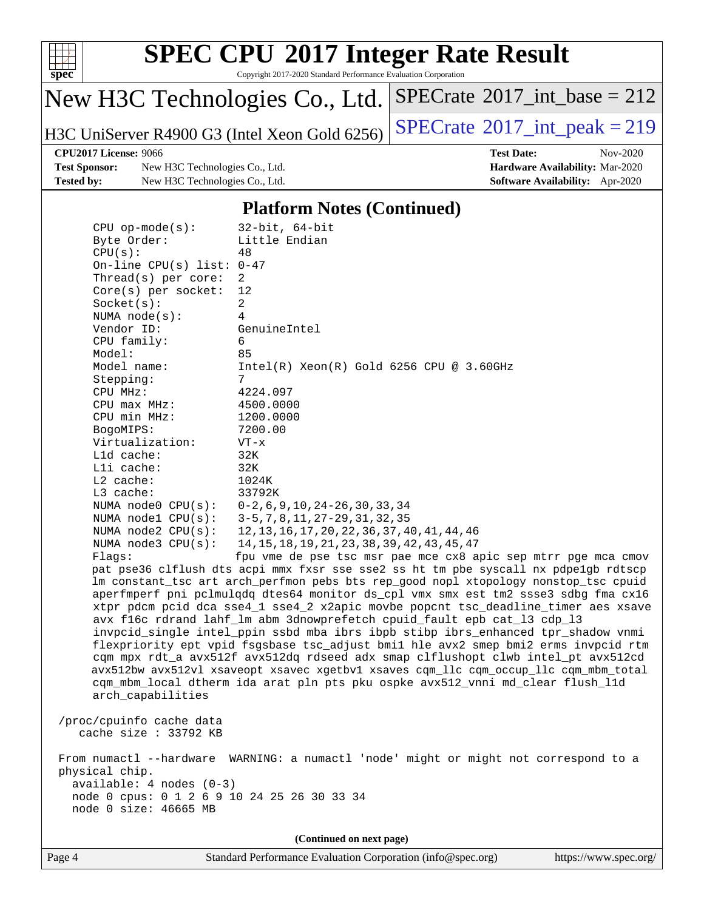## Platform Notes (Continued)

```
CPU op-mode(s):      32-bit, 64-bit
Byte Order:          Little Endian
CPU(s):              48
On-line CPU(s) list: 0-47
Thread(s) per core:  2
Core(s) per socket:  12
Socket(s):           2
NUMA node(s):        4
Vendor ID:           GenuineIntel
CPU family:          6
Model:               85
Model name:          Intel(R) Xeon(R) Gold 6256 CPU @ 3.60GHz
Stepping:            7
CPU MHz:             4224.097
CPU max MHz:         4500.0000
CPU min MHz:         1200.0000
BogoMIPS:            7200.00
Virtualization:      VT-x
L1d cache:           32K
L1i cache:           32K
L2 cache:            1024K
L3 cache:            33792K
NUMA node0 CPU(s):   0-2,6,9,10,24-26,30,33,34
NUMA node1 CPU(s):   3-5,7,8,11,27-29,31,32,35
NUMA node2 CPU(s):   12,13,16,17,20,22,36,37,40,41,44,46
NUMA node3 CPU(s):   14,15,18,19,21,23,38,39,42,43,45,47
Flags:               fpu vme de pse tsc msr pae mce cx8 apic sep mtrr pge mca cmov
pat pse36 clflush dts acpi mmx fxsr sse sse2 ss ht tm pbe syscall nx pdpe1gb rdtscp
lm constant_tsc art arch_perfmon pebs bts rep_good nopl xtopology nonstop_tsc cpuid
aperfmperf pni pclmulqdq dtes64 monitor ds_cpl vmx smx est tm2 ssse3 sdbg fma cx16
xtpr pdcm pcid dca sse4_1 sse4_2 x2apic movbe popcnt tsc_deadline_timer aes xsave
avx f16c rdrand lahf_lm abm 3dnowprefetch cpuid_fault epb cat_l3 cdp_l3
invpcid_single intel_ppin ssbd mba ibrs ibpb stibp ibrs_enhanced tpr_shadow vnmi
flexpriority ept vpid fsgsbase tsc_adjust bmi1 hle avx2 smep bmi2 erms invpcid rtm
cqm mpx rdt_a avx512f avx512dq rdseed adx smap clflushopt clwb intel_pt avx512cd
avx512bw avx512vl xsaveopt xsavec xgetbv1 xsaves cqm_llc cqm_occup_llc cqm_mbm_total
cqm_mbm_local dtherm ida arat pln pts pku ospke avx512_vnni md_clear flush_l1d
arch_capabilities

/proc/cpuinfo cache data
   cache size : 33792 KB

From numactl --hardware  WARNING: a numactl 'node' might or might not correspond to a
physical chip.
  available: 4 nodes (0-3)
  node 0 cpus: 0 1 2 6 9 10 24 25 26 30 33 34
  node 0 size: 46665 MB
```

**(Continued on next page)**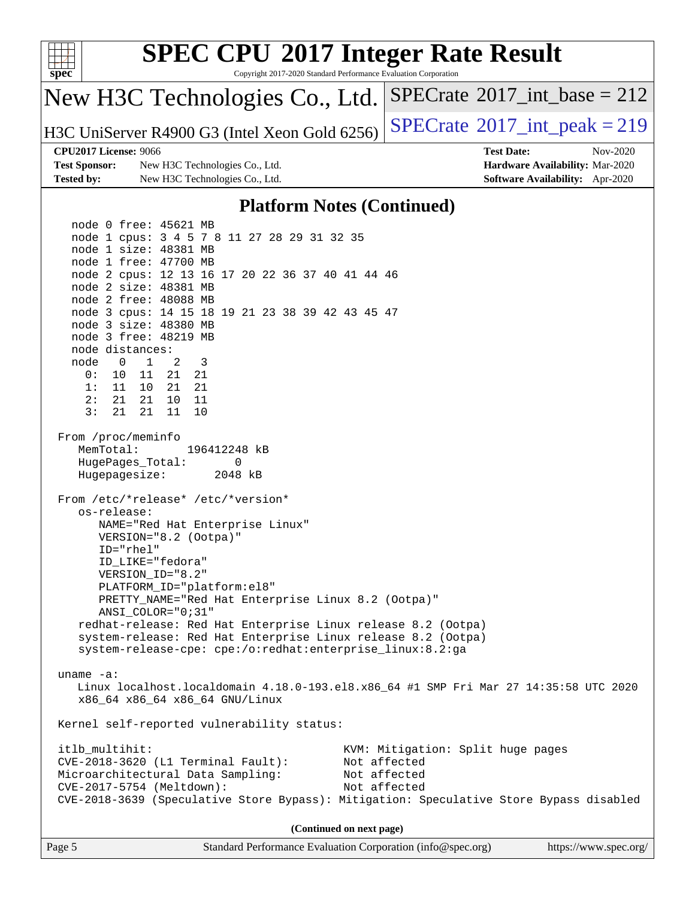## Platform Notes (Continued)

```
  node 0 free: 45621 MB
  node 1 cpus: 3 4 5 7 8 11 27 28 29 31 32 35
  node 1 size: 48381 MB
  node 1 free: 47700 MB
  node 2 cpus: 12 13 16 17 20 22 36 37 40 41 44 46
  node 2 size: 48381 MB
  node 2 free: 48088 MB
  node 3 cpus: 14 15 18 19 21 23 38 39 42 43 45 47
  node 3 size: 48380 MB
  node 3 free: 48219 MB
  node distances:
  node   0   1   2   3
    0:  10  11  21  21
    1:  11  10  21  21
    2:  21  21  10  11
    3:  21  21  11  10

From /proc/meminfo
   MemTotal:       196412248 kB
   HugePages_Total:       0
   Hugepagesize:       2048 kB

From /etc/*release* /etc/*version*
   os-release:
      NAME="Red Hat Enterprise Linux"
      VERSION="8.2 (Ootpa)"
      ID="rhel"
      ID_LIKE="fedora"
      VERSION_ID="8.2"
      PLATFORM_ID="platform:el8"
      PRETTY_NAME="Red Hat Enterprise Linux 8.2 (Ootpa)"
      ANSI_COLOR="0;31"
   redhat-release: Red Hat Enterprise Linux release 8.2 (Ootpa)
   system-release: Red Hat Enterprise Linux release 8.2 (Ootpa)
   system-release-cpe: cpe:/o:redhat:enterprise_linux:8.2:ga

uname -a:
   Linux localhost.localdomain 4.18.0-193.el8.x86_64 #1 SMP Fri Mar 27 14:35:58 UTC 2020
   x86_64 x86_64 x86_64 GNU/Linux

Kernel self-reported vulnerability status:

itlb_multihit:                               KVM: Mitigation: Split huge pages
CVE-2018-3620 (L1 Terminal Fault):           Not affected
Microarchitectural Data Sampling:            Not affected
CVE-2017-5754 (Meltdown):                    Not affected
CVE-2018-3639 (Speculative Store Bypass): Mitigation: Speculative Store Bypass disabled
```

**(Continued on next page)**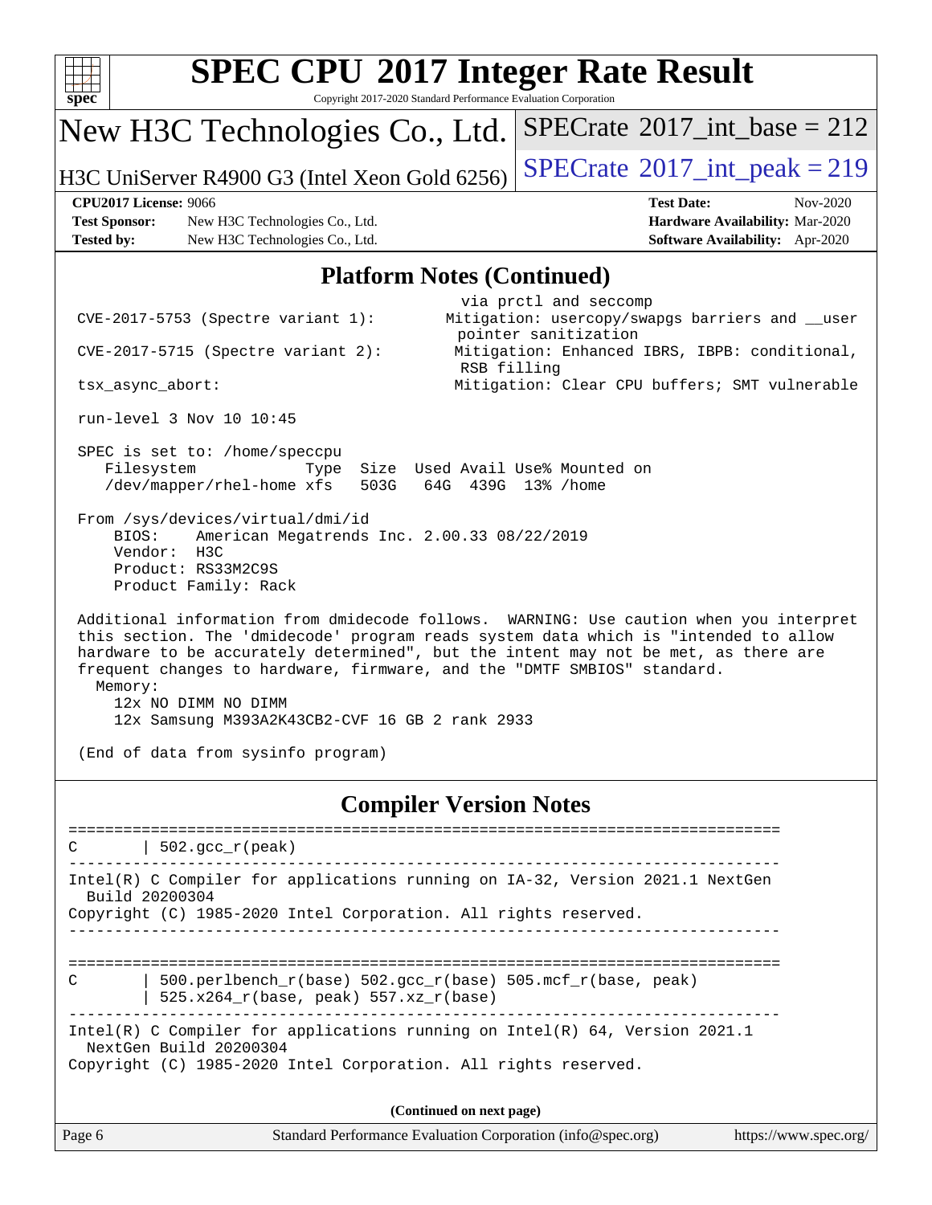# SPEC CPU 2017 Integer Rate Result

Copyright 2017-2020 Standard Performance Evaluation Corporation

New H3C Technologies Co., Ltd.

H3C UniServer R4900 G3 (Intel Xeon Gold 6256)

SPECrate 2017_int_base = 212

SPECrate 2017_int_peak = 219

**CPU2017 License:** 9066
**Test Sponsor:** New H3C Technologies Co., Ltd.
**Tested by:** New H3C Technologies Co., Ltd.

**Test Date:** Nov-2020
**Hardware Availability:** Mar-2020
**Software Availability:** Apr-2020

## Platform Notes (Continued)

```
                                            via prctl and seccomp
 CVE-2017-5753 (Spectre variant 1):        Mitigation: usercopy/swapgs barriers and __user
                                            pointer sanitization
 CVE-2017-5715 (Spectre variant 2):        Mitigation: Enhanced IBRS, IBPB: conditional,
                                            RSB filling
 tsx_async_abort:                          Mitigation: Clear CPU buffers; SMT vulnerable

 run-level 3 Nov 10 10:45

 SPEC is set to: /home/speccpu
    Filesystem            Type  Size  Used Avail Use% Mounted on
    /dev/mapper/rhel-home xfs   503G   64G  439G  13% /home

 From /sys/devices/virtual/dmi/id
     BIOS:    American Megatrends Inc. 2.00.33 08/22/2019
     Vendor:  H3C
     Product: RS33M2C9S
     Product Family: Rack

 Additional information from dmidecode follows.  WARNING: Use caution when you interpret
 this section. The 'dmidecode' program reads system data which is "intended to allow
 hardware to be accurately determined", but the intent may not be met, as there are
 frequent changes to hardware, firmware, and the "DMTF SMBIOS" standard.
   Memory:
     12x NO DIMM NO DIMM
     12x Samsung M393A2K43CB2-CVF 16 GB 2 rank 2933

 (End of data from sysinfo program)
```

## Compiler Version Notes

```
==============================================================================
C       | 502.gcc_r(peak)
------------------------------------------------------------------------------
Intel(R) C Compiler for applications running on IA-32, Version 2021.1 NextGen
  Build 20200304
Copyright (C) 1985-2020 Intel Corporation. All rights reserved.
------------------------------------------------------------------------------

==============================================================================
C       | 500.perlbench_r(base) 502.gcc_r(base) 505.mcf_r(base, peak)
        | 525.x264_r(base, peak) 557.xz_r(base)
------------------------------------------------------------------------------
Intel(R) C Compiler for applications running on Intel(R) 64, Version 2021.1
  NextGen Build 20200304
Copyright (C) 1985-2020 Intel Corporation. All rights reserved.
```

(Continued on next page)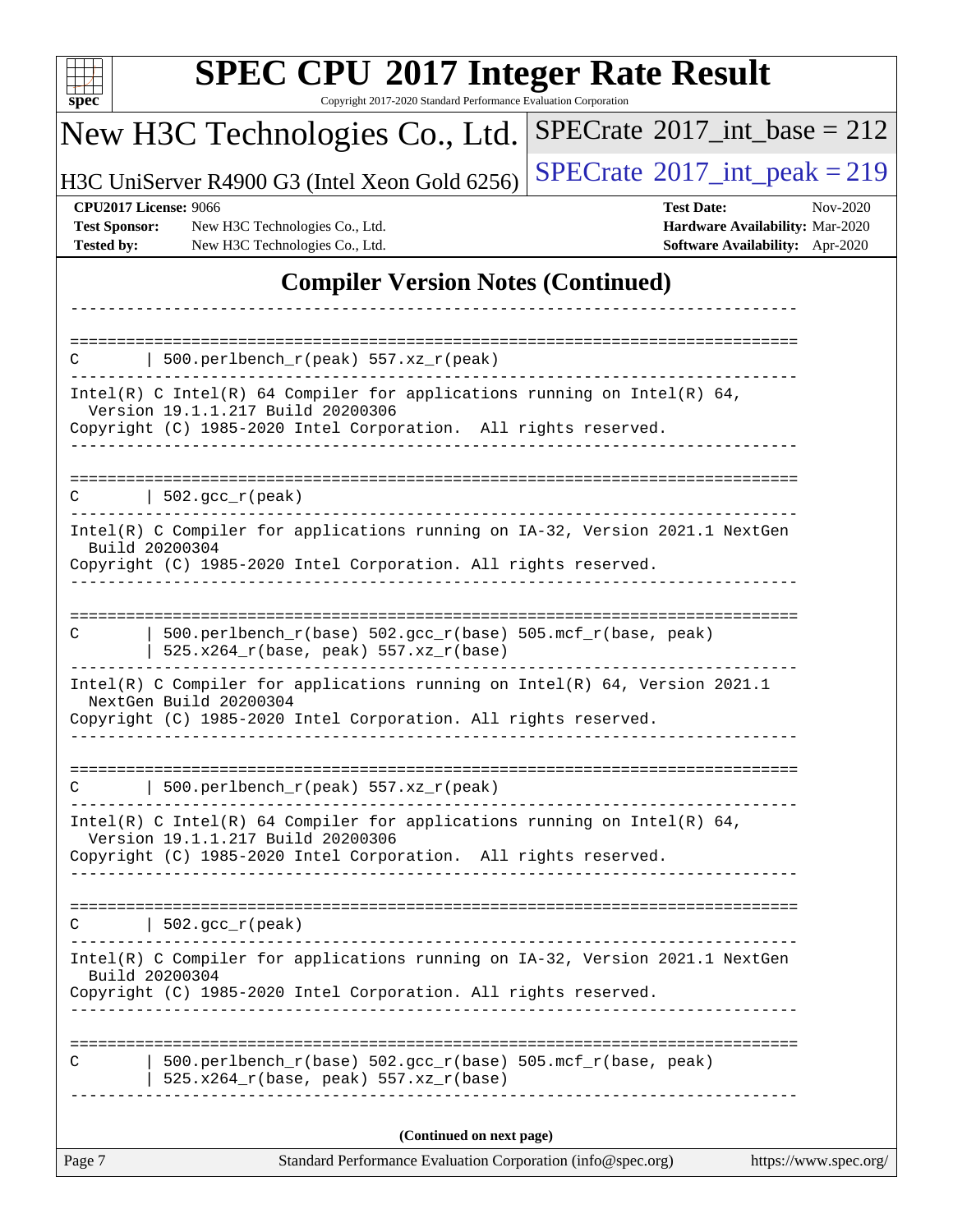## Compiler Version Notes (Continued)

```
------------------------------------------------------------------------------

==============================================================================
C       | 500.perlbench_r(peak) 557.xz_r(peak)
------------------------------------------------------------------------------
Intel(R) C Intel(R) 64 Compiler for applications running on Intel(R) 64,
  Version 19.1.1.217 Build 20200306
Copyright (C) 1985-2020 Intel Corporation.  All rights reserved.
------------------------------------------------------------------------------

==============================================================================
C       | 502.gcc_r(peak)
------------------------------------------------------------------------------
Intel(R) C Compiler for applications running on IA-32, Version 2021.1 NextGen
  Build 20200304
Copyright (C) 1985-2020 Intel Corporation. All rights reserved.
------------------------------------------------------------------------------

==============================================================================
C       | 500.perlbench_r(base) 502.gcc_r(base) 505.mcf_r(base, peak)
        | 525.x264_r(base, peak) 557.xz_r(base)
------------------------------------------------------------------------------
Intel(R) C Compiler for applications running on Intel(R) 64, Version 2021.1
  NextGen Build 20200304
Copyright (C) 1985-2020 Intel Corporation. All rights reserved.
------------------------------------------------------------------------------

==============================================================================
C       | 500.perlbench_r(peak) 557.xz_r(peak)
------------------------------------------------------------------------------
Intel(R) C Intel(R) 64 Compiler for applications running on Intel(R) 64,
  Version 19.1.1.217 Build 20200306
Copyright (C) 1985-2020 Intel Corporation.  All rights reserved.
------------------------------------------------------------------------------

==============================================================================
C       | 502.gcc_r(peak)
------------------------------------------------------------------------------
Intel(R) C Compiler for applications running on IA-32, Version 2021.1 NextGen
  Build 20200304
Copyright (C) 1985-2020 Intel Corporation. All rights reserved.
------------------------------------------------------------------------------

==============================================================================
C       | 500.perlbench_r(base) 502.gcc_r(base) 505.mcf_r(base, peak)
        | 525.x264_r(base, peak) 557.xz_r(base)
------------------------------------------------------------------------------
```

(Continued on next page)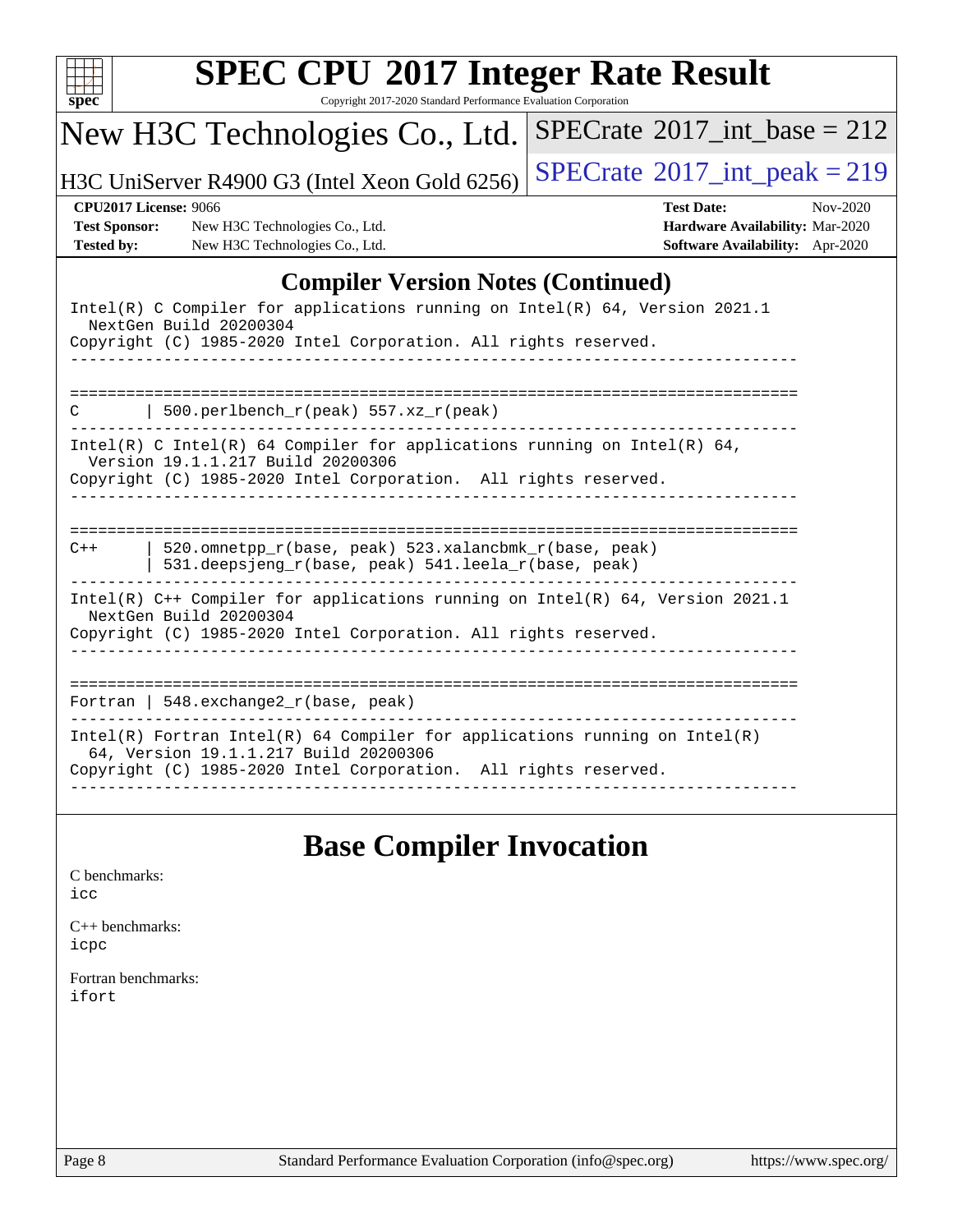## Compiler Version Notes (Continued)

```
Intel(R) C Compiler for applications running on Intel(R) 64, Version 2021.1
  NextGen Build 20200304
Copyright (C) 1985-2020 Intel Corporation. All rights reserved.
------------------------------------------------------------------------------

==============================================================================
C       | 500.perlbench_r(peak) 557.xz_r(peak)
------------------------------------------------------------------------------
Intel(R) C Intel(R) 64 Compiler for applications running on Intel(R) 64,
  Version 19.1.1.217 Build 20200306
Copyright (C) 1985-2020 Intel Corporation.  All rights reserved.
------------------------------------------------------------------------------

==============================================================================
C++     | 520.omnetpp_r(base, peak) 523.xalancbmk_r(base, peak)
        | 531.deepsjeng_r(base, peak) 541.leela_r(base, peak)
------------------------------------------------------------------------------
Intel(R) C++ Compiler for applications running on Intel(R) 64, Version 2021.1
  NextGen Build 20200304
Copyright (C) 1985-2020 Intel Corporation. All rights reserved.
------------------------------------------------------------------------------

==============================================================================
Fortran | 548.exchange2_r(base, peak)
------------------------------------------------------------------------------
Intel(R) Fortran Intel(R) 64 Compiler for applications running on Intel(R)
  64, Version 19.1.1.217 Build 20200306
Copyright (C) 1985-2020 Intel Corporation.  All rights reserved.
------------------------------------------------------------------------------
```

## Base Compiler Invocation

C benchmarks:
icc

C++ benchmarks:
icpc

Fortran benchmarks:
ifort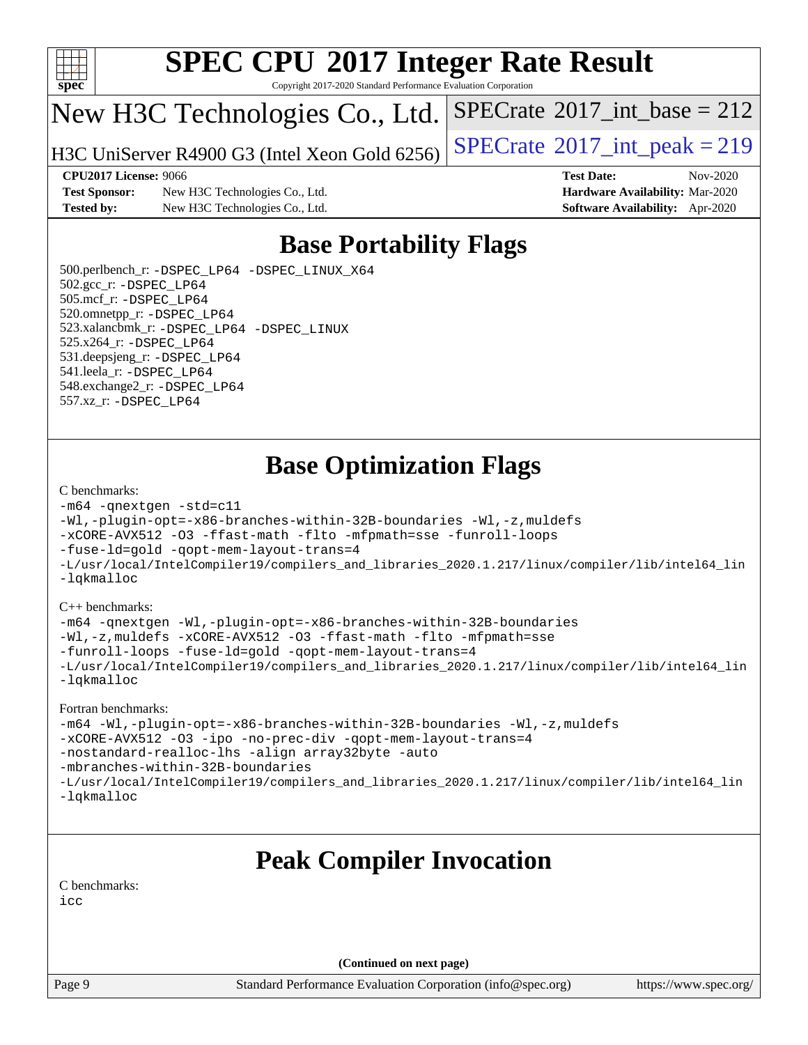## Base Portability Flags

500.perlbench_r: -DSPEC_LP64 -DSPEC_LINUX_X64
502.gcc_r: -DSPEC_LP64
505.mcf_r: -DSPEC_LP64
520.omnetpp_r: -DSPEC_LP64
523.xalancbmk_r: -DSPEC_LP64 -DSPEC_LINUX
525.x264_r: -DSPEC_LP64
531.deepsjeng_r: -DSPEC_LP64
541.leela_r: -DSPEC_LP64
548.exchange2_r: -DSPEC_LP64
557.xz_r: -DSPEC_LP64

## Base Optimization Flags

C benchmarks:

```
-m64 -qnextgen -std=c11
-Wl,-plugin-opt=-x86-branches-within-32B-boundaries -Wl,-z,muldefs
-xCORE-AVX512 -O3 -ffast-math -flto -mfpmath=sse -funroll-loops
-fuse-ld=gold -qopt-mem-layout-trans=4
-L/usr/local/IntelCompiler19/compilers_and_libraries_2020.1.217/linux/compiler/lib/intel64_lin
-lqkmalloc
```

C++ benchmarks:

```
-m64 -qnextgen -Wl,-plugin-opt=-x86-branches-within-32B-boundaries
-Wl,-z,muldefs -xCORE-AVX512 -O3 -ffast-math -flto -mfpmath=sse
-funroll-loops -fuse-ld=gold -qopt-mem-layout-trans=4
-L/usr/local/IntelCompiler19/compilers_and_libraries_2020.1.217/linux/compiler/lib/intel64_lin
-lqkmalloc
```

Fortran benchmarks:

```
-m64 -Wl,-plugin-opt=-x86-branches-within-32B-boundaries -Wl,-z,muldefs
-xCORE-AVX512 -O3 -ipo -no-prec-div -qopt-mem-layout-trans=4
-nostandard-realloc-lhs -align array32byte -auto
-mbranches-within-32B-boundaries
-L/usr/local/IntelCompiler19/compilers_and_libraries_2020.1.217/linux/compiler/lib/intel64_lin
-lqkmalloc
```

## Peak Compiler Invocation

C benchmarks:

```
icc
```

**(Continued on next page)**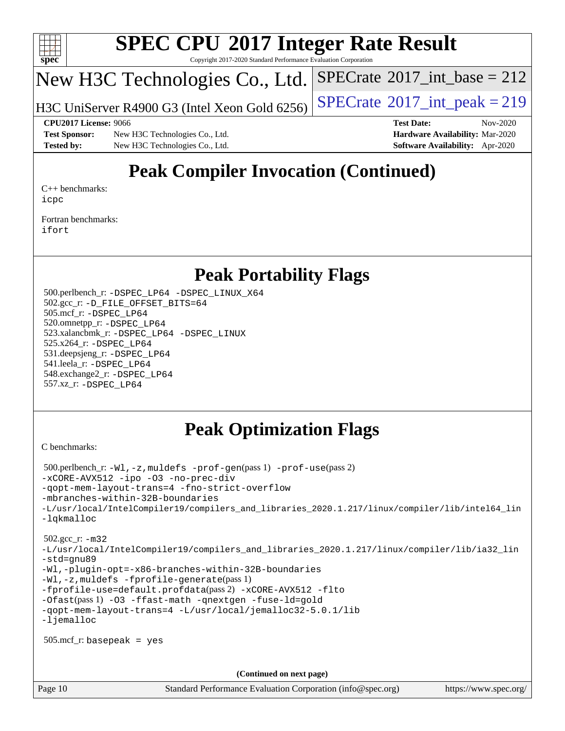# Peak Compiler Invocation (Continued)

C++ benchmarks:
icpc

Fortran benchmarks:
ifort

# Peak Portability Flags

500.perlbench_r: -DSPEC_LP64 -DSPEC_LINUX_X64
502.gcc_r: -D_FILE_OFFSET_BITS=64
505.mcf_r: -DSPEC_LP64
520.omnetpp_r: -DSPEC_LP64
523.xalancbmk_r: -DSPEC_LP64 -DSPEC_LINUX
525.x264_r: -DSPEC_LP64
531.deepsjeng_r: -DSPEC_LP64
541.leela_r: -DSPEC_LP64
548.exchange2_r: -DSPEC_LP64
557.xz_r: -DSPEC_LP64

# Peak Optimization Flags

C benchmarks:

500.perlbench_r: -Wl,-z,muldefs -prof-gen(pass 1) -prof-use(pass 2)
-xCORE-AVX512 -ipo -O3 -no-prec-div
-qopt-mem-layout-trans=4 -fno-strict-overflow
-mbranches-within-32B-boundaries
-L/usr/local/IntelCompiler19/compilers_and_libraries_2020.1.217/linux/compiler/lib/intel64_lin
-lqkmalloc

502.gcc_r: -m32
-L/usr/local/IntelCompiler19/compilers_and_libraries_2020.1.217/linux/compiler/lib/ia32_lin
-std=gnu89
-Wl,-plugin-opt=-x86-branches-within-32B-boundaries
-Wl,-z,muldefs -fprofile-generate(pass 1)
-fprofile-use=default.profdata(pass 2) -xCORE-AVX512 -flto
-Ofast(pass 1) -O3 -ffast-math -qnextgen -fuse-ld=gold
-qopt-mem-layout-trans=4 -L/usr/local/jemalloc32-5.0.1/lib
-ljemalloc

505.mcf_r: basepeak = yes

(Continued on next page)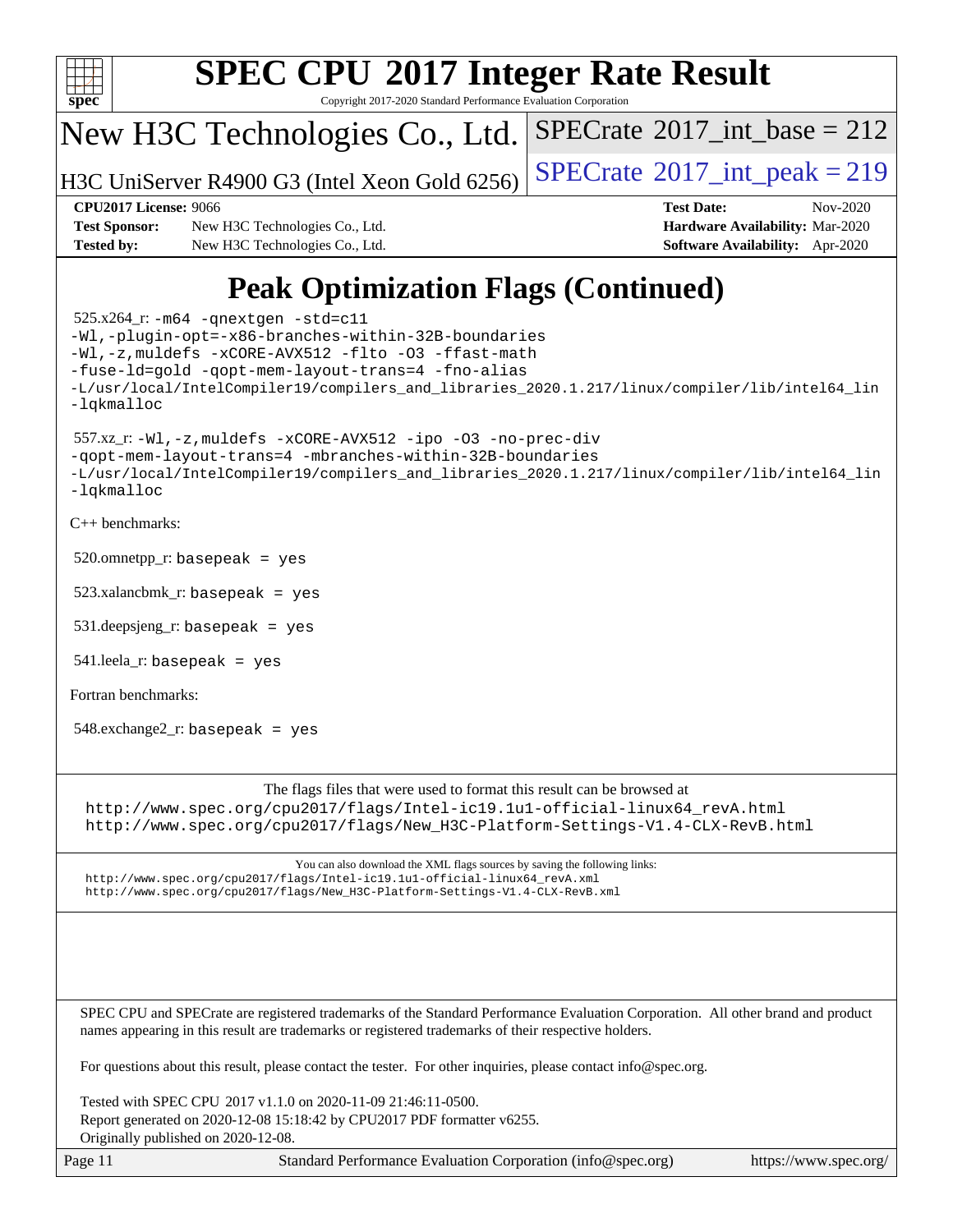# SPEC CPU 2017 Integer Rate Result

Copyright 2017-2020 Standard Performance Evaluation Corporation

New H3C Technologies Co., Ltd.

H3C UniServer R4900 G3 (Intel Xeon Gold 6256)

SPECrate 2017_int_base = 212

SPECrate 2017_int_peak = 219

**CPU2017 License:** 9066
**Test Sponsor:** New H3C Technologies Co., Ltd.
**Tested by:** New H3C Technologies Co., Ltd.

**Test Date:** Nov-2020
**Hardware Availability:** Mar-2020
**Software Availability:** Apr-2020

## Peak Optimization Flags (Continued)

525.x264_r: `-m64 -qnextgen -std=c11 -Wl,-plugin-opt=-x86-branches-within-32B-boundaries -Wl,-z,muldefs -xCORE-AVX512 -flto -O3 -ffast-math -fuse-ld=gold -qopt-mem-layout-trans=4 -fno-alias -L/usr/local/IntelCompiler19/compilers_and_libraries_2020.1.217/linux/compiler/lib/intel64_lin -lqkmalloc`

557.xz_r: `-Wl,-z,muldefs -xCORE-AVX512 -ipo -O3 -no-prec-div -qopt-mem-layout-trans=4 -mbranches-within-32B-boundaries -L/usr/local/IntelCompiler19/compilers_and_libraries_2020.1.217/linux/compiler/lib/intel64_lin -lqkmalloc`

C++ benchmarks:

520.omnetpp_r: `basepeak = yes`

523.xalancbmk_r: `basepeak = yes`

531.deepsjeng_r: `basepeak = yes`

541.leela_r: `basepeak = yes`

Fortran benchmarks:

548.exchange2_r: `basepeak = yes`

The flags files that were used to format this result can be browsed at
http://www.spec.org/cpu2017/flags/Intel-ic19.1u1-official-linux64_revA.html
http://www.spec.org/cpu2017/flags/New_H3C-Platform-Settings-V1.4-CLX-RevB.html

You can also download the XML flags sources by saving the following links:
http://www.spec.org/cpu2017/flags/Intel-ic19.1u1-official-linux64_revA.xml
http://www.spec.org/cpu2017/flags/New_H3C-Platform-Settings-V1.4-CLX-RevB.xml

SPEC CPU and SPECrate are registered trademarks of the Standard Performance Evaluation Corporation. All other brand and product names appearing in this result are trademarks or registered trademarks of their respective holders.

For questions about this result, please contact the tester. For other inquiries, please contact info@spec.org.

Tested with SPEC CPU 2017 v1.1.0 on 2020-11-09 21:46:11-0500.
Report generated on 2020-12-08 15:18:42 by CPU2017 PDF formatter v6255.
Originally published on 2020-12-08.